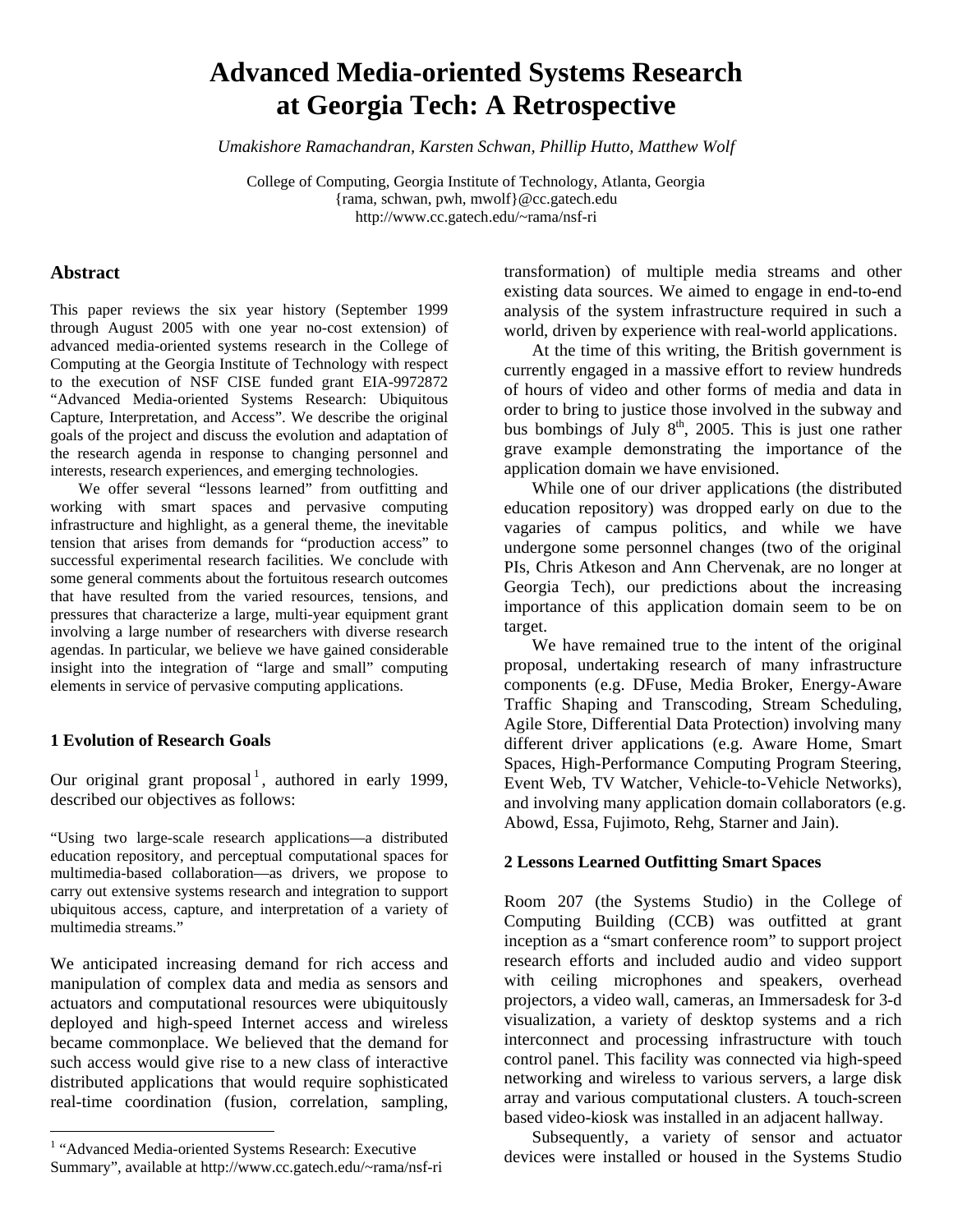# Advanced Media-oriented Systems Research at Georgia Tech: A Retrospective

*Umakishore Ramachandran, Karsten Schwan, Phillip Hutto, Matthew Wolf*

College of Computing, Georgia Institute of Technology, Atlanta, Georgia
{rama, schwan, pwh, mwolf}@cc.gatech.edu
http://www.cc.gatech.edu/~rama/nsf-ri

## Abstract

This paper reviews the six year history (September 1999 through August 2005 with one year no-cost extension) of advanced media-oriented systems research in the College of Computing at the Georgia Institute of Technology with respect to the execution of NSF CISE funded grant EIA-9972872 "Advanced Media-oriented Systems Research: Ubiquitous Capture, Interpretation, and Access". We describe the original goals of the project and discuss the evolution and adaptation of the research agenda in response to changing personnel and interests, research experiences, and emerging technologies.

We offer several "lessons learned" from outfitting and working with smart spaces and pervasive computing infrastructure and highlight, as a general theme, the inevitable tension that arises from demands for "production access" to successful experimental research facilities. We conclude with some general comments about the fortuitous research outcomes that have resulted from the varied resources, tensions, and pressures that characterize a large, multi-year equipment grant involving a large number of researchers with diverse research agendas. In particular, we believe we have gained considerable insight into the integration of "large and small" computing elements in service of pervasive computing applications.

## 1 Evolution of Research Goals

Our original grant proposal[1], authored in early 1999, described our objectives as follows:

> "Using two large-scale research applications—a distributed education repository, and perceptual computational spaces for multimedia-based collaboration—as drivers, we propose to carry out extensive systems research and integration to support ubiquitous access, capture, and interpretation of a variety of multimedia streams."

We anticipated increasing demand for rich access and manipulation of complex data and media as sensors and actuators and computational resources were ubiquitously deployed and high-speed Internet access and wireless became commonplace. We believed that the demand for such access would give rise to a new class of interactive distributed applications that would require sophisticated real-time coordination (fusion, correlation, sampling, transformation) of multiple media streams and other existing data sources. We aimed to engage in end-to-end analysis of the system infrastructure required in such a world, driven by experience with real-world applications.

At the time of this writing, the British government is currently engaged in a massive effort to review hundreds of hours of video and other forms of media and data in order to bring to justice those involved in the subway and bus bombings of July 8th, 2005. This is just one rather grave example demonstrating the importance of the application domain we have envisioned.

While one of our driver applications (the distributed education repository) was dropped early on due to the vagaries of campus politics, and while we have undergone some personnel changes (two of the original PIs, Chris Atkeson and Ann Chervenak, are no longer at Georgia Tech), our predictions about the increasing importance of this application domain seem to be on target.

We have remained true to the intent of the original proposal, undertaking research of many infrastructure components (e.g. DFuse, Media Broker, Energy-Aware Traffic Shaping and Transcoding, Stream Scheduling, Agile Store, Differential Data Protection) involving many different driver applications (e.g. Aware Home, Smart Spaces, High-Performance Computing Program Steering, Event Web, TV Watcher, Vehicle-to-Vehicle Networks), and involving many application domain collaborators (e.g. Abowd, Essa, Fujimoto, Rehg, Starner and Jain).

## 2 Lessons Learned Outfitting Smart Spaces

Room 207 (the Systems Studio) in the College of Computing Building (CCB) was outfitted at grant inception as a "smart conference room" to support project research efforts and included audio and video support with ceiling microphones and speakers, overhead projectors, a video wall, cameras, an Immersadesk for 3-d visualization, a variety of desktop systems and a rich interconnect and processing infrastructure with touch control panel. This facility was connected via high-speed networking and wireless to various servers, a large disk array and various computational clusters. A touch-screen based video-kiosk was installed in an adjacent hallway.

Subsequently, a variety of sensor and actuator devices were installed or housed in the Systems Studio

[1] "Advanced Media-oriented Systems Research: Executive Summary", available at http://www.cc.gatech.edu/~rama/nsf-ri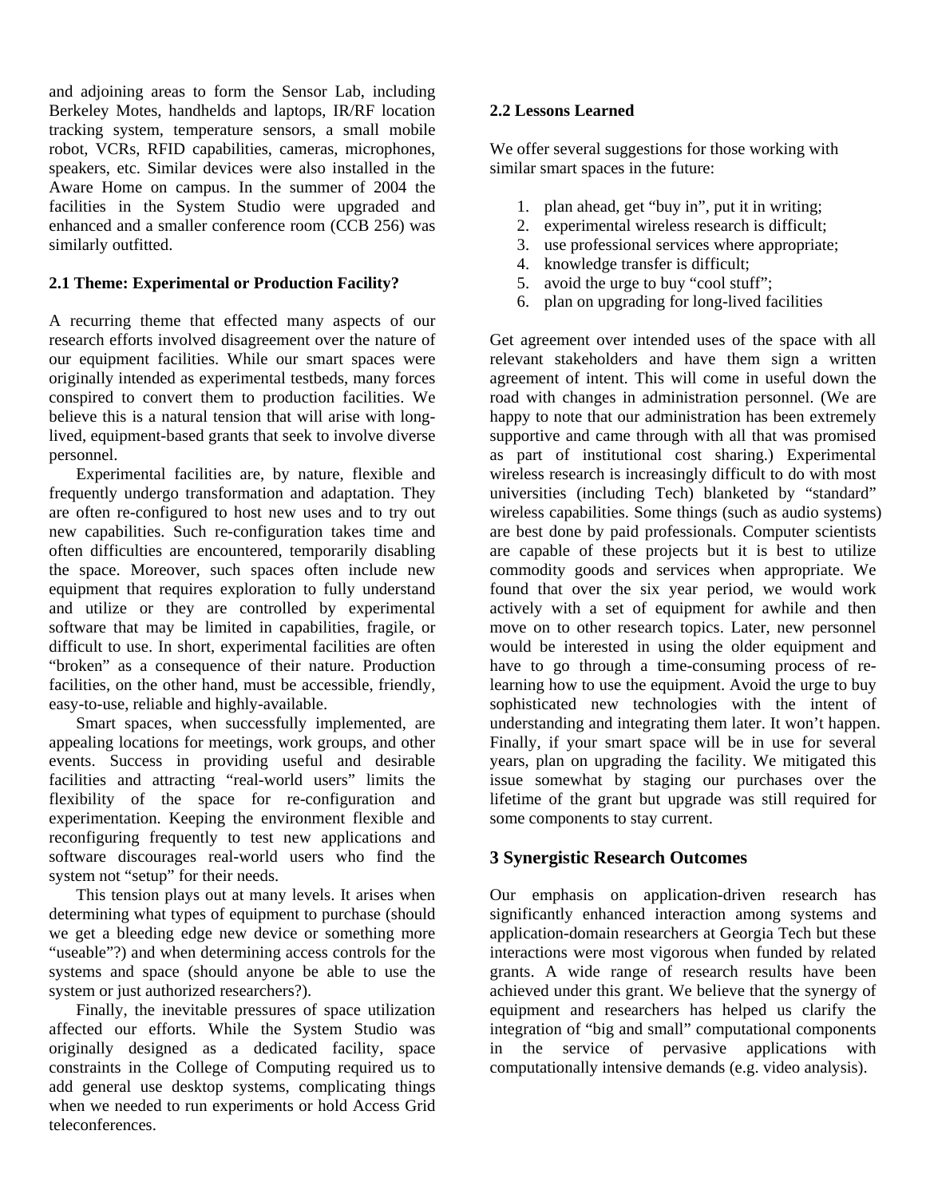and adjoining areas to form the Sensor Lab, including Berkeley Motes, handhelds and laptops, IR/RF location tracking system, temperature sensors, a small mobile robot, VCRs, RFID capabilities, cameras, microphones, speakers, etc. Similar devices were also installed in the Aware Home on campus. In the summer of 2004 the facilities in the System Studio were upgraded and enhanced and a smaller conference room (CCB 256) was similarly outfitted.

### 2.1 Theme: Experimental or Production Facility?

A recurring theme that effected many aspects of our research efforts involved disagreement over the nature of our equipment facilities. While our smart spaces were originally intended as experimental testbeds, many forces conspired to convert them to production facilities. We believe this is a natural tension that will arise with long-lived, equipment-based grants that seek to involve diverse personnel.

Experimental facilities are, by nature, flexible and frequently undergo transformation and adaptation. They are often re-configured to host new uses and to try out new capabilities. Such re-configuration takes time and often difficulties are encountered, temporarily disabling the space. Moreover, such spaces often include new equipment that requires exploration to fully understand and utilize or they are controlled by experimental software that may be limited in capabilities, fragile, or difficult to use. In short, experimental facilities are often "broken" as a consequence of their nature. Production facilities, on the other hand, must be accessible, friendly, easy-to-use, reliable and highly-available.

Smart spaces, when successfully implemented, are appealing locations for meetings, work groups, and other events. Success in providing useful and desirable facilities and attracting "real-world users" limits the flexibility of the space for re-configuration and experimentation. Keeping the environment flexible and reconfiguring frequently to test new applications and software discourages real-world users who find the system not "setup" for their needs.

This tension plays out at many levels. It arises when determining what types of equipment to purchase (should we get a bleeding edge new device or something more "useable"?) and when determining access controls for the systems and space (should anyone be able to use the system or just authorized researchers?).

Finally, the inevitable pressures of space utilization affected our efforts. While the System Studio was originally designed as a dedicated facility, space constraints in the College of Computing required us to add general use desktop systems, complicating things when we needed to run experiments or hold Access Grid teleconferences.

### 2.2 Lessons Learned

We offer several suggestions for those working with similar smart spaces in the future:

1. plan ahead, get "buy in", put it in writing;
2. experimental wireless research is difficult;
3. use professional services where appropriate;
4. knowledge transfer is difficult;
5. avoid the urge to buy "cool stuff";
6. plan on upgrading for long-lived facilities

Get agreement over intended uses of the space with all relevant stakeholders and have them sign a written agreement of intent. This will come in useful down the road with changes in administration personnel. (We are happy to note that our administration has been extremely supportive and came through with all that was promised as part of institutional cost sharing.) Experimental wireless research is increasingly difficult to do with most universities (including Tech) blanketed by "standard" wireless capabilities. Some things (such as audio systems) are best done by paid professionals. Computer scientists are capable of these projects but it is best to utilize commodity goods and services when appropriate. We found that over the six year period, we would work actively with a set of equipment for awhile and then move on to other research topics. Later, new personnel would be interested in using the older equipment and have to go through a time-consuming process of re-learning how to use the equipment. Avoid the urge to buy sophisticated new technologies with the intent of understanding and integrating them later. It won't happen. Finally, if your smart space will be in use for several years, plan on upgrading the facility. We mitigated this issue somewhat by staging our purchases over the lifetime of the grant but upgrade was still required for some components to stay current.

## 3 Synergistic Research Outcomes

Our emphasis on application-driven research has significantly enhanced interaction among systems and application-domain researchers at Georgia Tech but these interactions were most vigorous when funded by related grants. A wide range of research results have been achieved under this grant. We believe that the synergy of equipment and researchers has helped us clarify the integration of "big and small" computational components in the service of pervasive applications with computationally intensive demands (e.g. video analysis).